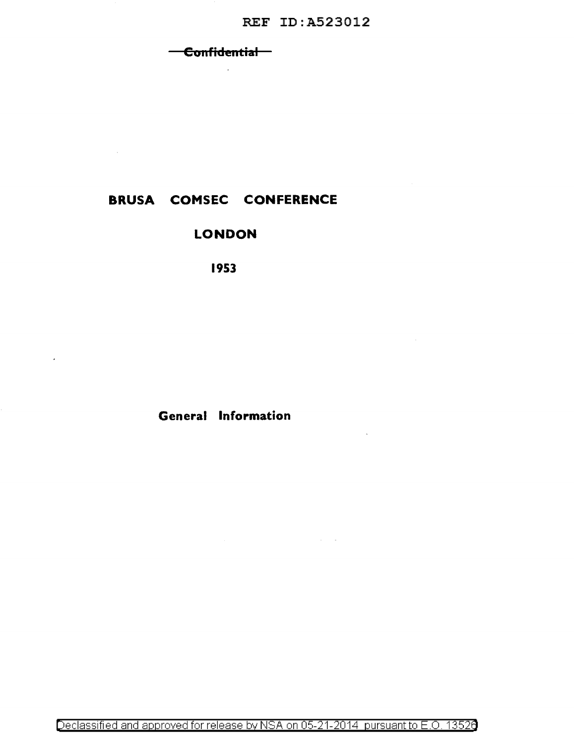REF ID:A523012

~~Confidential~~

# BRUSA COMSEC CONFERENCE

## LONDON

## 1953

### General Information

Declassified and approved for release by NSA on 05-21-2014 pursuant to E.O. 13526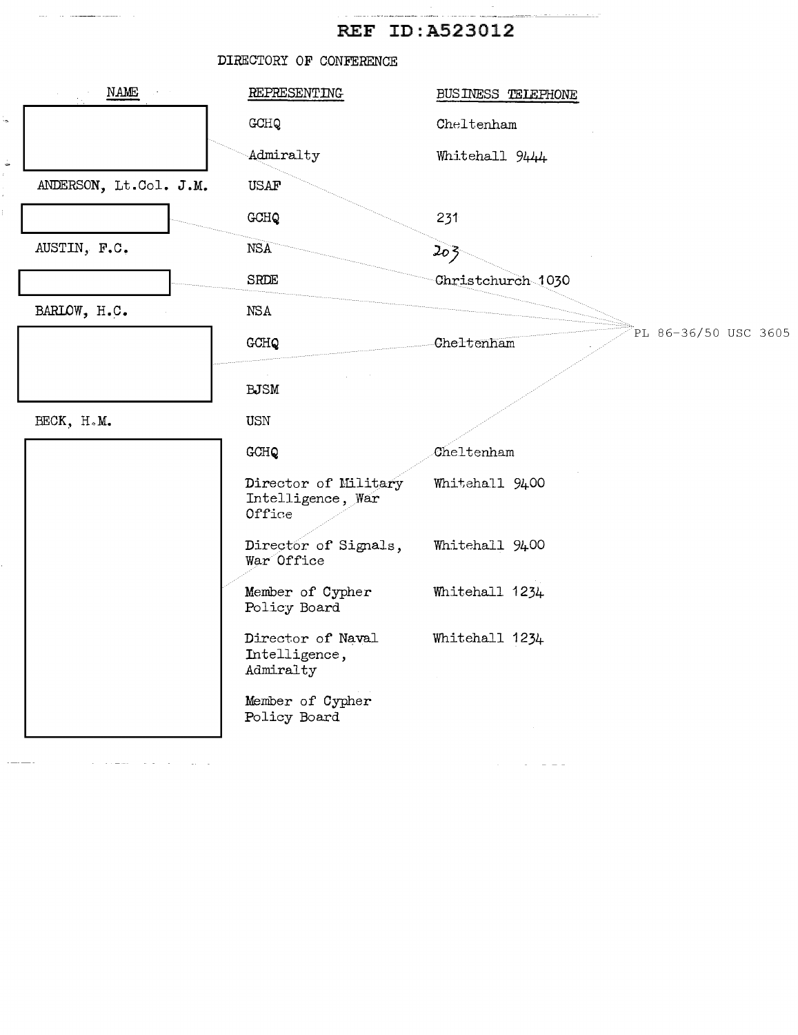REF ID:A523012

DIRECTORY OF CONFERENCE

| NAME | REPRESENTING | BUSINESS TELEPHONE |
| --- | --- | --- |
| | GCHQ | Cheltenham |
| | Admiralty | Whitehall 9444 |
| ANDERSON, Lt.Col. J.M. | USAF | |
| | GCHQ | 231 |
| AUSTIN, F.C. | NSA | 203 |
| | SRDE | Christchurch 1030 |
| BARLOW, H.C. | NSA | |
| | GCHQ | Cheltenham |
| | BJSM | |
| BECK, H.M. | USN | |
| | GCHQ | Cheltenham |
| | Director of Military Intelligence, War Office | Whitehall 9400 |
| | Director of Signals, War Office | Whitehall 9400 |
| | Member of Cypher Policy Board | Whitehall 1234 |
| | Director of Naval Intelligence, Admiralty | Whitehall 1234 |
| | Member of Cypher Policy Board | |

PL 86-36/50 USC 3605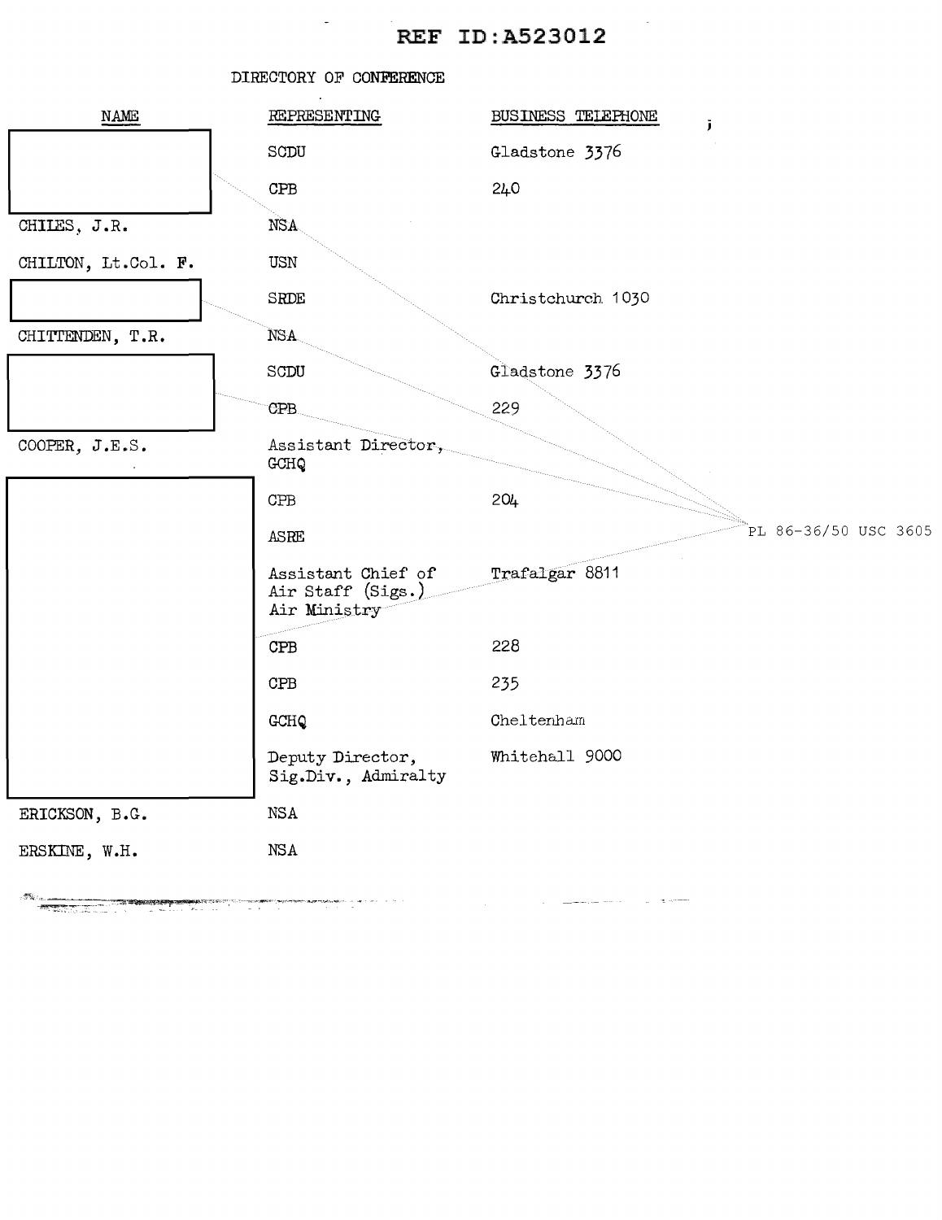REF ID:A523012

DIRECTORY OF CONFERENCE

| NAME | REPRESENTING | BUSINESS TELEPHONE |
| --- | --- | --- |
| | SCDU | Gladstone 3376 |
| | CPB | 240 |
| CHILES, J.R. | NSA | |
| CHILTON, Lt.Col. F. | USN | |
| | SRDE | Christchurch 1030 |
| CHITTENDEN, T.R. | NSA | |
| | SCDU | Gladstone 3376 |
| | CPB | 229 |
| COOPER, J.E.S. | Assistant Director, GCHQ | |
| | CPB | 204 |
| | ASRE | |
| | Assistant Chief of Air Staff (Sigs.) Air Ministry | Trafalgar 8811 |
| | CPB | 228 |
| | CPB | 235 |
| | GCHQ | Cheltenham |
| | Deputy Director, Sig.Div., Admiralty | Whitehall 9000 |
| ERICKSON, B.G. | NSA | |
| ERSKINE, W.H. | NSA | |

PL 86-36/50 USC 3605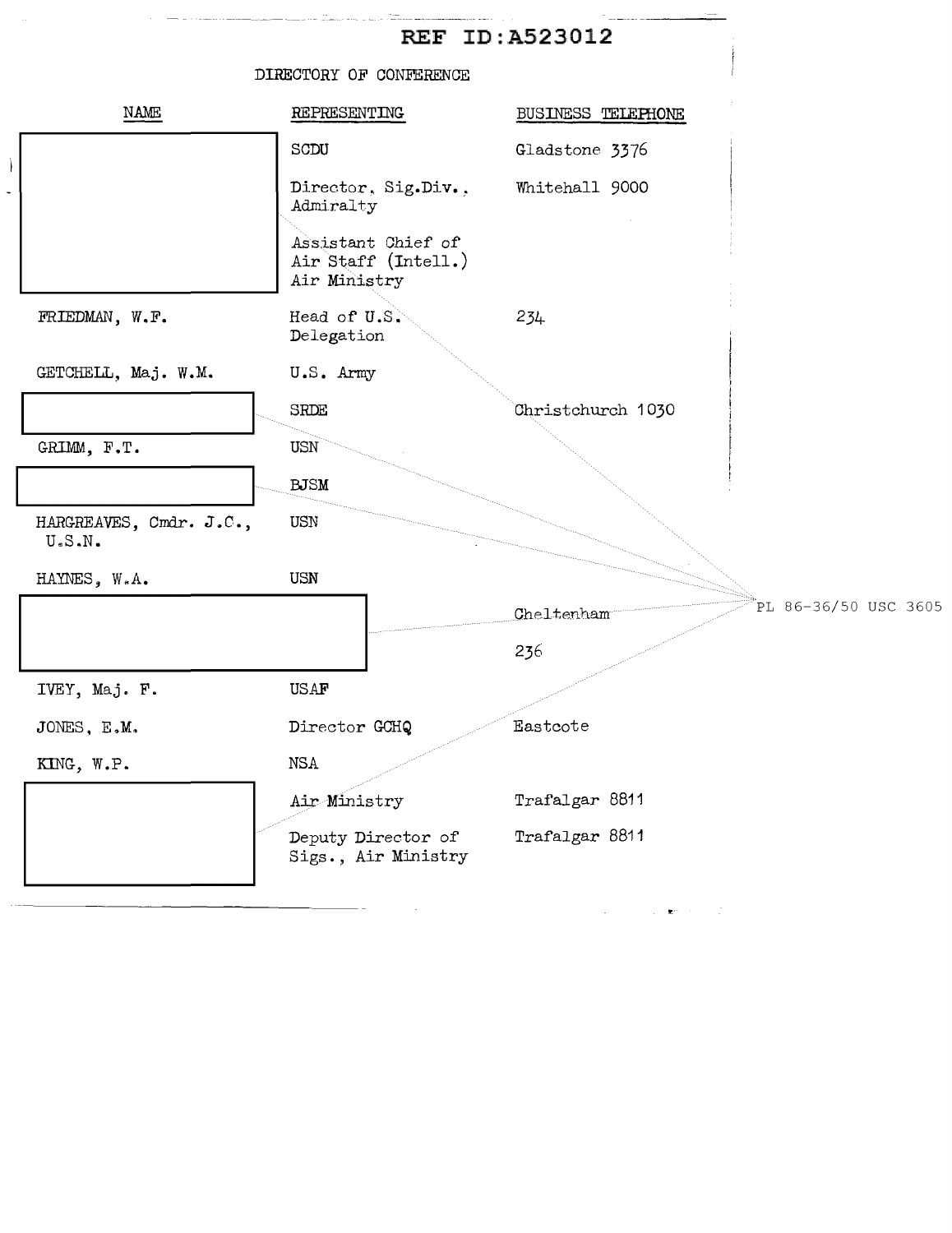REF ID:A523012

DIRECTORY OF CONFERENCE

| NAME | REPRESENTING | BUSINESS TELEPHONE |
|---|---|---|
| | SCDU | Gladstone 3376 |
| | Director, Sig.Div., Admiralty | Whitehall 9000 |
| | Assistant Chief of Air Staff (Intell.) Air Ministry | |
| FRIEDMAN, W.F. | Head of U.S. Delegation | 234 |
| GETCHELL, Maj. W.M. | U.S. Army | |
| | SRDE | Christchurch 1030 |
| GRIMM, F.T. | USN | |
| | BJSM | |
| HARGREAVES, Cmdr. J.C., U.S.N. | USN | |
| HAYNES, W.A. | USN | |
| | | Cheltenham |
| | | 236 |
| IVEY, Maj. F. | USAF | |
| JONES, E.M. | Director GCHQ | Eastcote |
| KING, W.P. | NSA | |
| | Air Ministry | Trafalgar 8811 |
| | Deputy Director of Sigs., Air Ministry | Trafalgar 8811 |

PL 86-36/50 USC 3605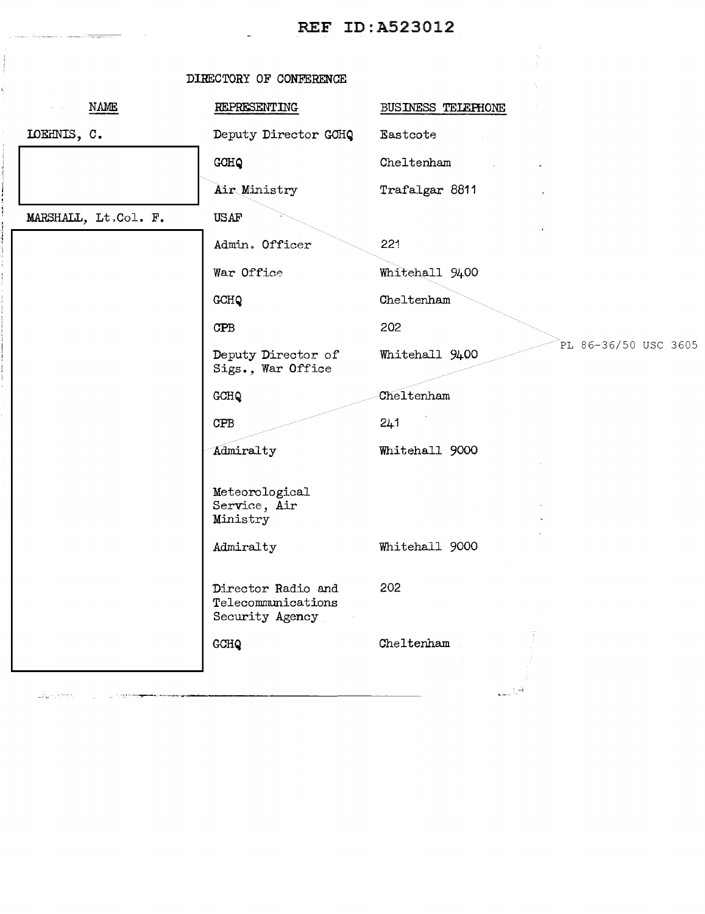REF ID:A523012

DIRECTORY OF CONFERENCE

| NAME | REPRESENTING | BUSINESS TELEPHONE |
|---|---|---|
| LOEHNIS, C. | Deputy Director GCHQ | Eastcote |
| | GCHQ | Cheltenham |
| | Air Ministry | Trafalgar 8811 |
| MARSHALL, Lt.Col. F. | USAF | |
| | Admin. Officer | 221 |
| | War Office | Whitehall 9400 |
| | GCHQ | Cheltenham |
| | CPB | 202 |
| | Deputy Director of Sigs., War Office | Whitehall 9400 |
| | GCHQ | Cheltenham |
| | CPB | 241 |
| | Admiralty | Whitehall 9000 |
| | Meteorological Service, Air Ministry | |
| | Admiralty | Whitehall 9000 |
| | Director Radio and Telecommunications Security Agency | 202 |
| | GCHQ | Cheltenham |

PL 86-36/50 USC 3605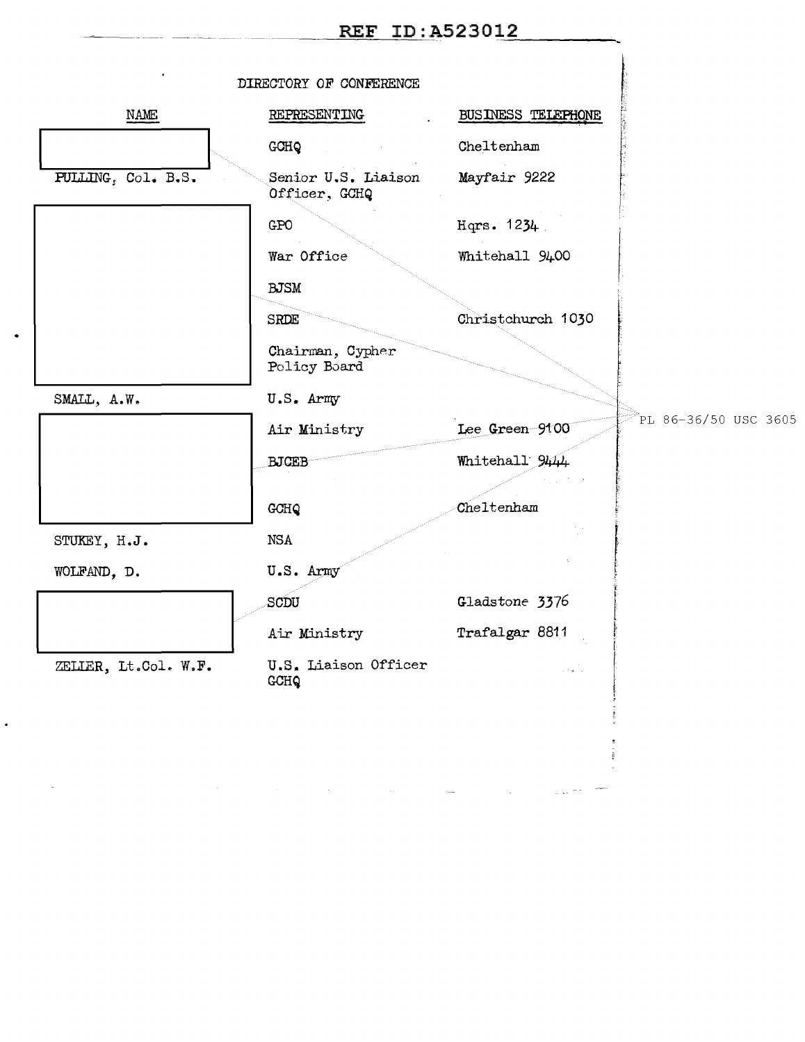REF ID:A523012

DIRECTORY OF CONFERENCE

| NAME | REPRESENTING | BUSINESS TELEPHONE |
|---|---|---|
| | GCHQ | Cheltenham |
| PULLING, Col. B.S. | Senior U.S. Liaison Officer, GCHQ | Mayfair 9222 |
| | GPO | Hqrs. 1234 |
| | War Office | Whitehall 9400 |
| | BJSM | |
| | SRDE | Christchurch 1030 |
| | Chairman, Cypher Policy Board | |
| SMALL, A.W. | U.S. Army | |
| | Air Ministry | Lee Green 9100 |
| | BJCEB | Whitehall 9444 |
| | GCHQ | Cheltenham |
| STUKEY, H.J. | NSA | |
| WOLFAND, D. | U.S. Army | |
| | SCDU | Gladstone 3376 |
| | Air Ministry | Trafalgar 8811 |
| ZELLER, Lt.Col. W.F. | U.S. Liaison Officer GCHQ | |

PL 86-36/50 USC 3605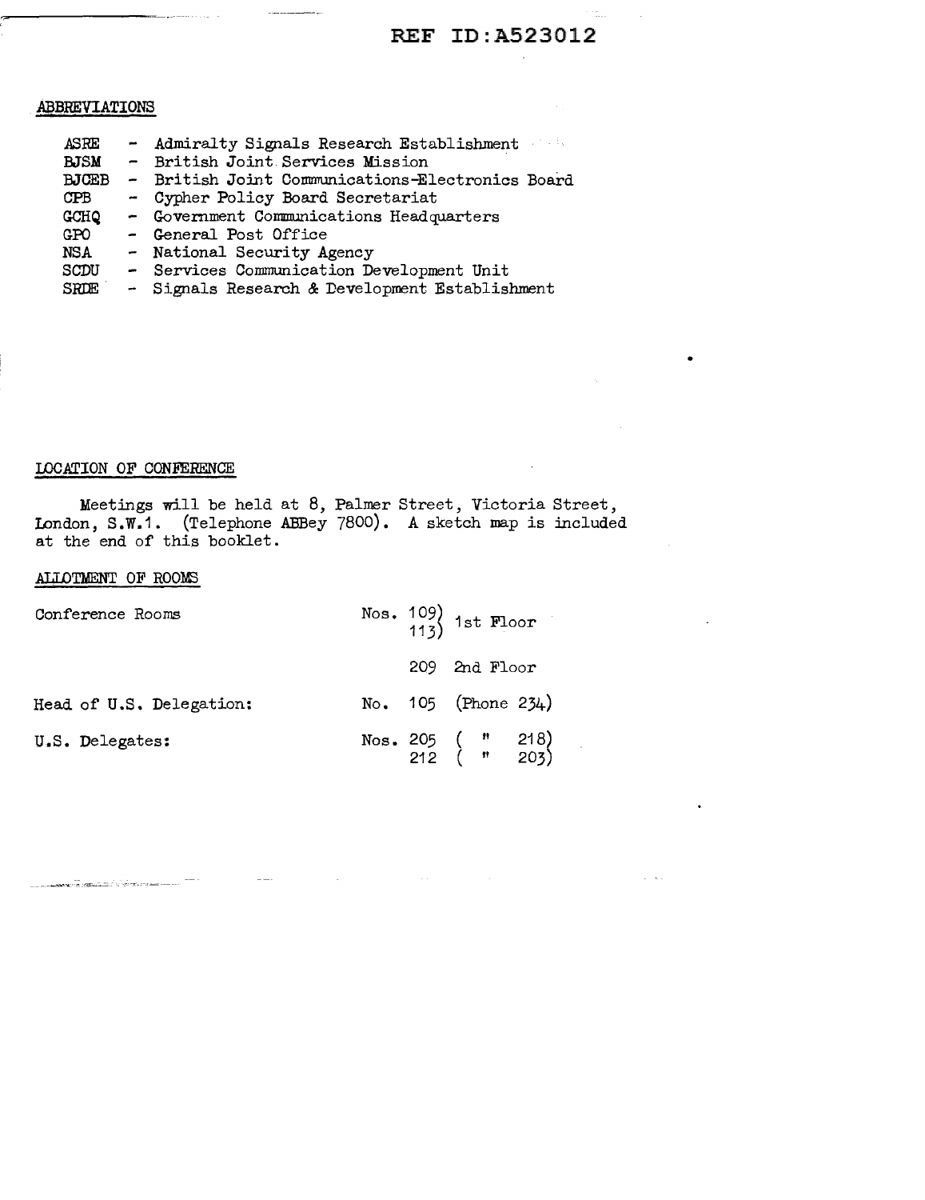ABBREVIATIONS

| | | |
|---|---|---|
| ASRE | - | Admiralty Signals Research Establishment |
| BJSM | - | British Joint Services Mission |
| BJCEB | - | British Joint Communications-Electronics Board |
| CPB | - | Cypher Policy Board Secretariat |
| GCHQ | - | Government Communications Headquarters |
| GPO | - | General Post Office |
| NSA | - | National Security Agency |
| SCDU | - | Services Communication Development Unit |
| SRDE | - | Signals Research & Development Establishment |

LOCATION OF CONFERENCE

Meetings will be held at 8, Palmer Street, Victoria Street, London, S.W.1. (Telephone ABBey 7800). A sketch map is included at the end of this booklet.

ALLOTMENT OF ROOMS

| | |
|---|---|
| Conference Rooms | Nos. 109) 113) 1st Floor |
| | 209 2nd Floor |
| Head of U.S. Delegation: | No. 105 (Phone 234) |
| U.S. Delegates: | Nos. 205 ( " 218) 212 ( " 203) |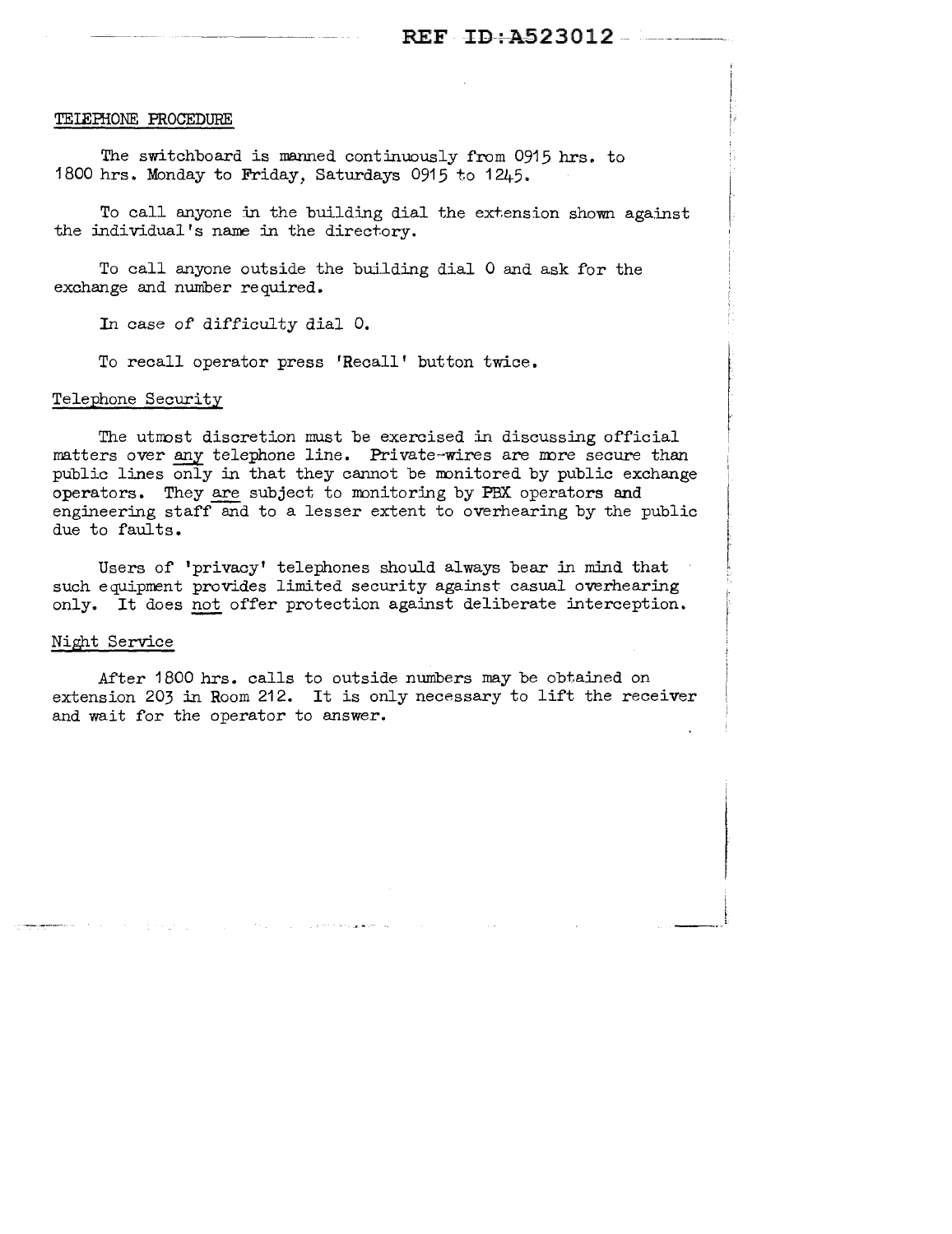## TELEPHONE PROCEDURE

The switchboard is manned continuously from 0915 hrs. to 1800 hrs. Monday to Friday, Saturdays 0915 to 1245.

To call anyone in the building dial the extension shown against the individual's name in the directory.

To call anyone outside the building dial 0 and ask for the exchange and number required.

In case of difficulty dial 0.

To recall operator press 'Recall' button twice.

### Telephone Security

The utmost discretion must be exercised in discussing official matters over <u>any</u> telephone line. Private-wires are more secure than public lines <u>only</u> in that they cannot be monitored by public exchange operators. They <u>are</u> subject to monitoring by PBX operators and engineering staff and to a lesser extent to overhearing by the public due to faults.

Users of 'privacy' telephones should always bear in mind that such equipment provides limited security against casual overhearing only. It does <u>not</u> offer protection against deliberate interception.

### Night Service

After 1800 hrs. calls to outside numbers may be obtained on extension 203 in Room 212. It is only necessary to lift the receiver and wait for the operator to answer.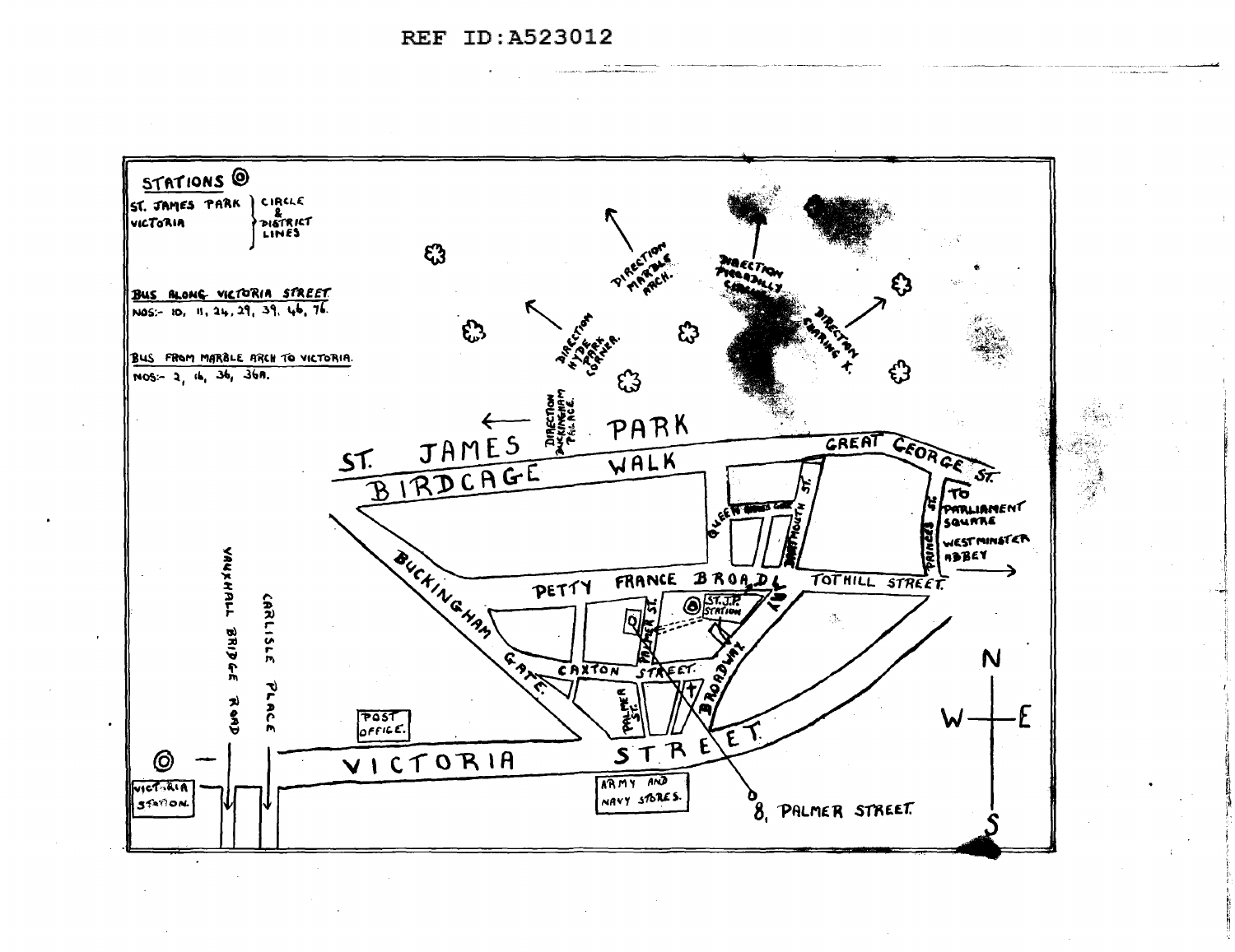STATIONS ◎

ST. JAMES PARK
VICTORIA
CIRCLE & DISTRICT LINES

BUS ALONG VICTORIA STREET
NOS:- 10, 11, 24, 29, 39, 46, 76.

BUS FROM MARBLE ARCH TO VICTORIA.
NOS:- 2, 16, 36, 36A.

DIRECTION MARBLE ARCH.

DIRECTION PICCADILLY CIRCUS

DIRECTION CHARING X.

DIRECTION HYDE PARK CORNER.

DIRECTION BUCKINGHAM PALACE.

ST. JAMES PARK

BIRDCAGE WALK

GREAT GEORGE ST.

QUEEN ANNES GATE

DARTMOUTH ST.

PRINCES ST.

TO PARLIAMENT SQUARE
WESTMINSTER ABBEY

BUCKINGHAM GATE.

PETTY FRANCE

BROADWAY

TOTHILL STREET.

ST. J.P. STATION

PALMER ST.

CAXTON STREET.

PALMER ST.

BROADWAY

VAUXHALL BRIDGE ROAD

CARLISLE PLACE

POST OFFICE.

VICTORIA STREET

VICTORIA STATION.

ARMY AND NAVY STORES.

8, PALMER STREET.

N
W E
S